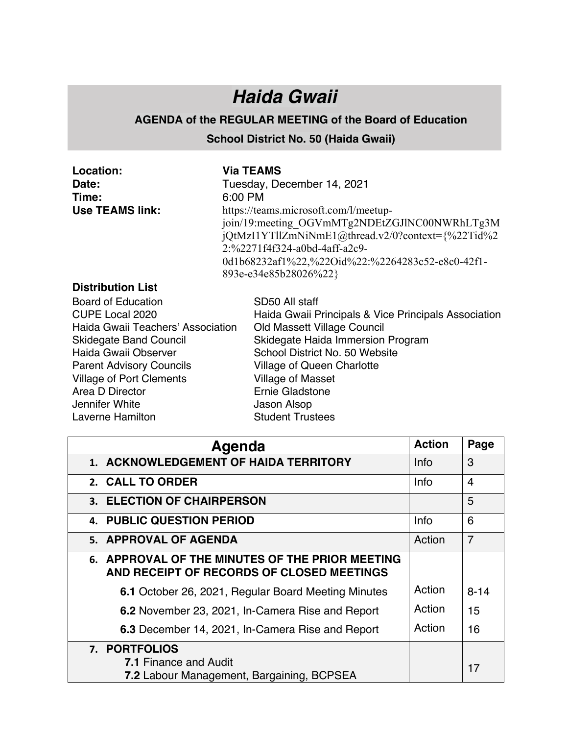# *Haida Gwaii*

**AGENDA of the REGULAR MEETING of the Board of Education**

**School District No. 50 (Haida Gwaii)**

**Location:** **Via TEAMS**
**Date:** Tuesday, December 14, 2021
**Time:** 6:00 PM
**Use TEAMS link:** https://teams.microsoft.com/l/meetup-join/19:meeting_OGVmMTg2NDEtZGJlNC00NWRhLTg3MjQtMzI1YTllZmNiNmE1@thread.v2/0?context={%22Tid%22:%2271f4f324-a0bd-4aff-a2c9-0d1b68232af1%22,%22Oid%22:%2264283c52-e8c0-42f1-893e-e34e85b28026%22}

**Distribution List**

Board of Education
CUPE Local 2020
Haida Gwaii Teachers' Association
Skidegate Band Council
Haida Gwaii Observer
Parent Advisory Councils
Village of Port Clements
Area D Director
Jennifer White
Laverne Hamilton
SD50 All staff
Haida Gwaii Principals & Vice Principals Association
Old Massett Village Council
Skidegate Haida Immersion Program
School District No. 50 Website
Village of Queen Charlotte
Village of Masset
Ernie Gladstone
Jason Alsop
Student Trustees

| Agenda | Action | Page |
|---|---|---|
| 1. **ACKNOWLEDGEMENT OF HAIDA TERRITORY** | Info | 3 |
| 2. **CALL TO ORDER** | Info | 4 |
| 3. **ELECTION OF CHAIRPERSON** | | 5 |
| 4. **PUBLIC QUESTION PERIOD** | Info | 6 |
| 5. **APPROVAL OF AGENDA** | Action | 7 |
| 6. **APPROVAL OF THE MINUTES OF THE PRIOR MEETING AND RECEIPT OF RECORDS OF CLOSED MEETINGS** | | |
| **6.1** October 26, 2021, Regular Board Meeting Minutes | Action | 8-14 |
| **6.2** November 23, 2021, In-Camera Rise and Report | Action | 15 |
| **6.3** December 14, 2021, In-Camera Rise and Report | Action | 16 |
| 7. **PORTFOLIOS** <br> **7.1** Finance and Audit <br> **7.2** Labour Management, Bargaining, BCPSEA | | 17 |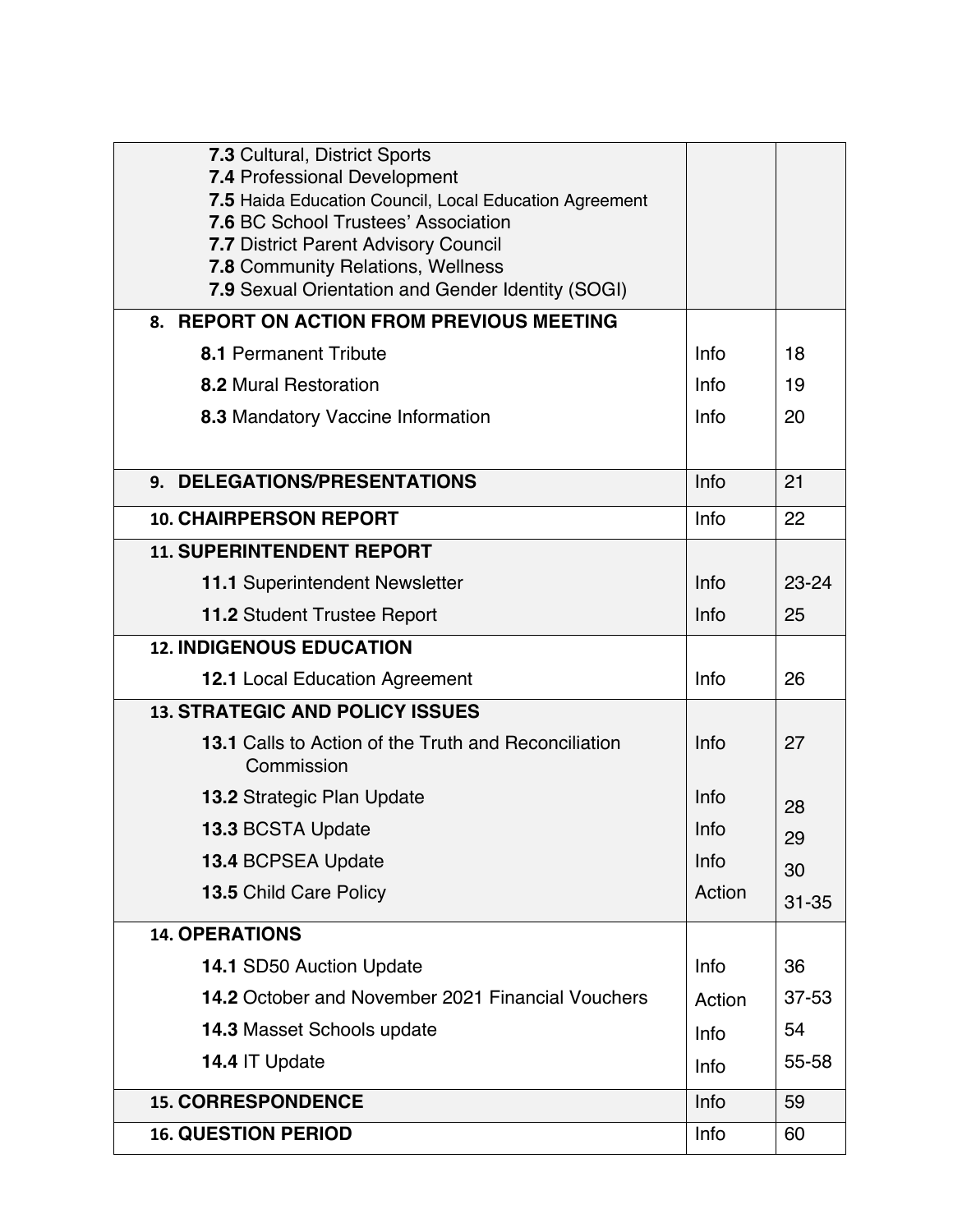| | | |
|---|---|---|
| **7.3** Cultural, District Sports<br>**7.4** Professional Development<br>**7.5** Haida Education Council, Local Education Agreement<br>**7.6** BC School Trustees' Association<br>**7.7** District Parent Advisory Council<br>**7.8** Community Relations, Wellness<br>**7.9** Sexual Orientation and Gender Identity (SOGI) | | |
| **8. REPORT ON ACTION FROM PREVIOUS MEETING** | | |
| **8.1** Permanent Tribute | Info | 18 |
| **8.2** Mural Restoration | Info | 19 |
| **8.3** Mandatory Vaccine Information | Info | 20 |
| **9. DELEGATIONS/PRESENTATIONS** | Info | 21 |
| **10. CHAIRPERSON REPORT** | Info | 22 |
| **11. SUPERINTENDENT REPORT** | | |
| **11.1** Superintendent Newsletter | Info | 23-24 |
| **11.2** Student Trustee Report | Info | 25 |
| **12. INDIGENOUS EDUCATION** | | |
| **12.1** Local Education Agreement | Info | 26 |
| **13. STRATEGIC AND POLICY ISSUES** | | |
| **13.1** Calls to Action of the Truth and Reconciliation Commission | Info | 27 |
| **13.2** Strategic Plan Update | Info | 28 |
| **13.3** BCSTA Update | Info | 29 |
| **13.4** BCPSEA Update | Info | 30 |
| **13.5** Child Care Policy | Action | 31-35 |
| **14. OPERATIONS** | | |
| **14.1** SD50 Auction Update | Info | 36 |
| **14.2** October and November 2021 Financial Vouchers | Action | 37-53 |
| **14.3** Masset Schools update | Info | 54 |
| **14.4** IT Update | Info | 55-58 |
| **15. CORRESPONDENCE** | Info | 59 |
| **16. QUESTION PERIOD** | Info | 60 |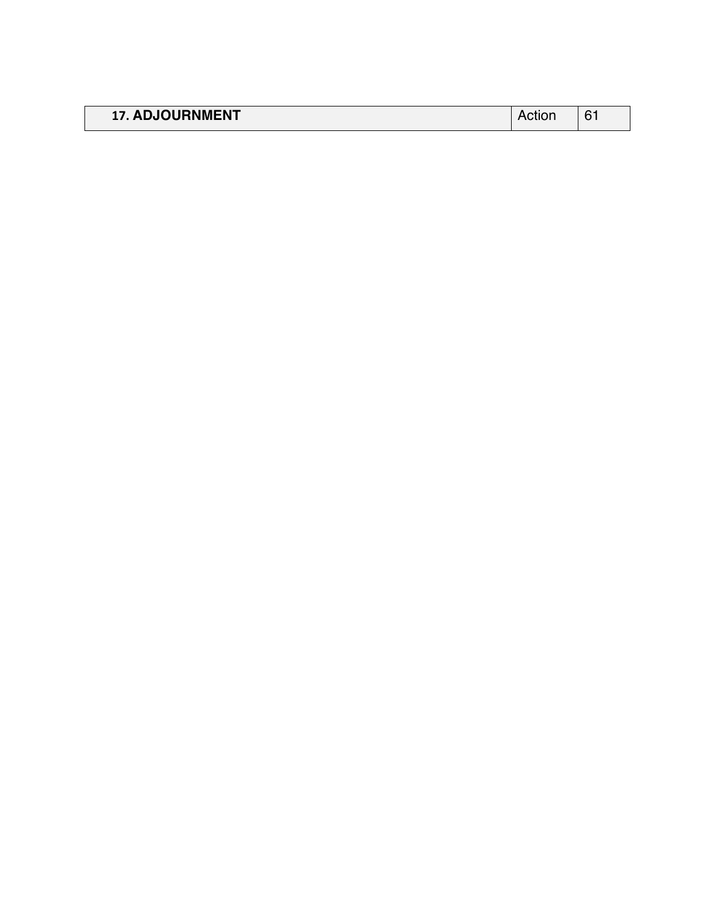| | | |
|---|---|---|
| **17. ADJOURNMENT** | Action | 61 |